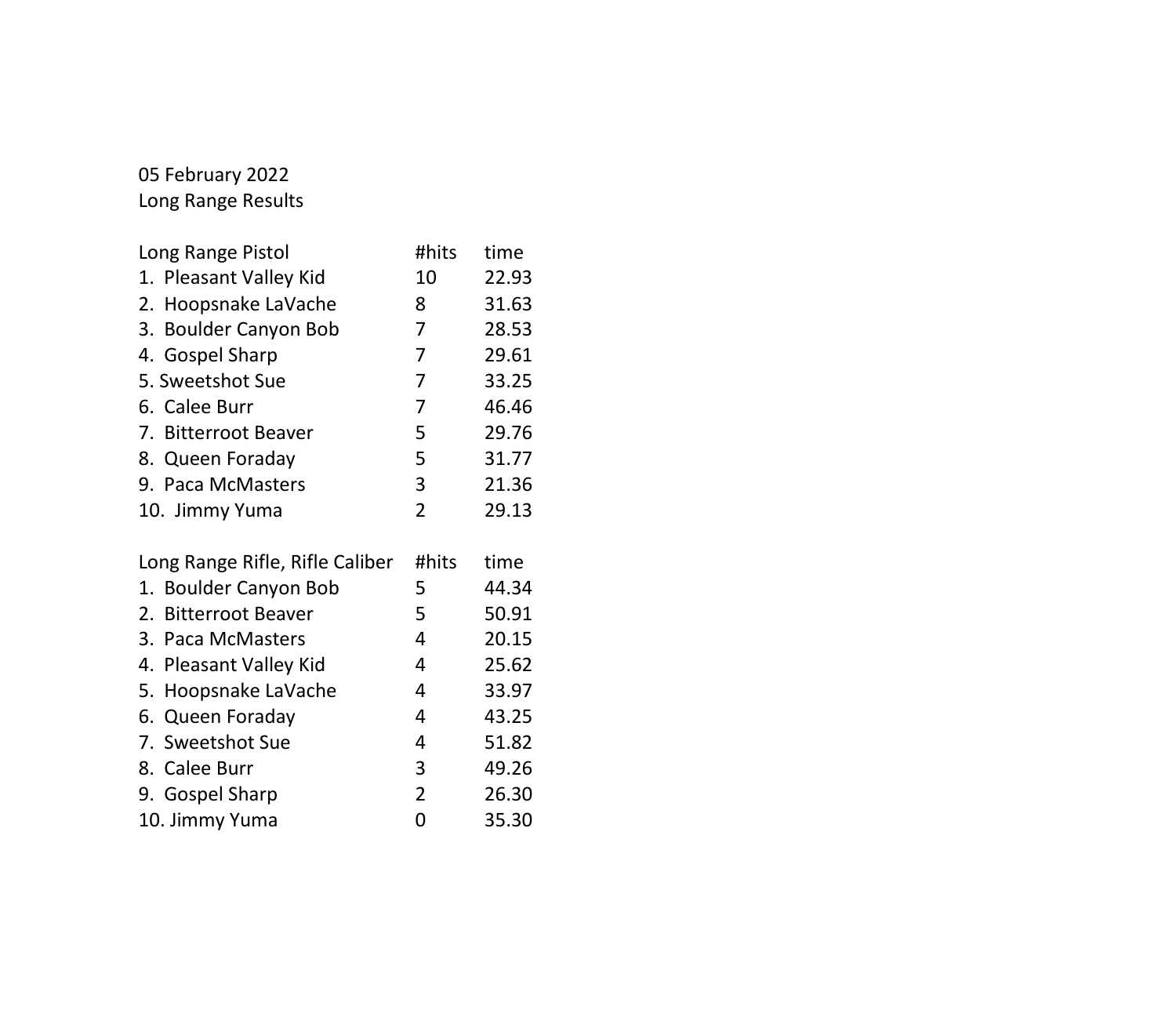05 February 2022

Long Range Results

| Long Range Pistol | #hits | time |
|---|---|---|
| 1. Pleasant Valley Kid | 10 | 22.93 |
| 2. Hoopsnake LaVache | 8 | 31.63 |
| 3. Boulder Canyon Bob | 7 | 28.53 |
| 4. Gospel Sharp | 7 | 29.61 |
| 5. Sweetshot Sue | 7 | 33.25 |
| 6. Calee Burr | 7 | 46.46 |
| 7. Bitterroot Beaver | 5 | 29.76 |
| 8. Queen Foraday | 5 | 31.77 |
| 9. Paca McMasters | 3 | 21.36 |
| 10. Jimmy Yuma | 2 | 29.13 |

| Long Range Rifle, Rifle Caliber | #hits | time |
|---|---|---|
| 1. Boulder Canyon Bob | 5 | 44.34 |
| 2. Bitterroot Beaver | 5 | 50.91 |
| 3. Paca McMasters | 4 | 20.15 |
| 4. Pleasant Valley Kid | 4 | 25.62 |
| 5. Hoopsnake LaVache | 4 | 33.97 |
| 6. Queen Foraday | 4 | 43.25 |
| 7. Sweetshot Sue | 4 | 51.82 |
| 8. Calee Burr | 3 | 49.26 |
| 9. Gospel Sharp | 2 | 26.30 |
| 10. Jimmy Yuma | 0 | 35.30 |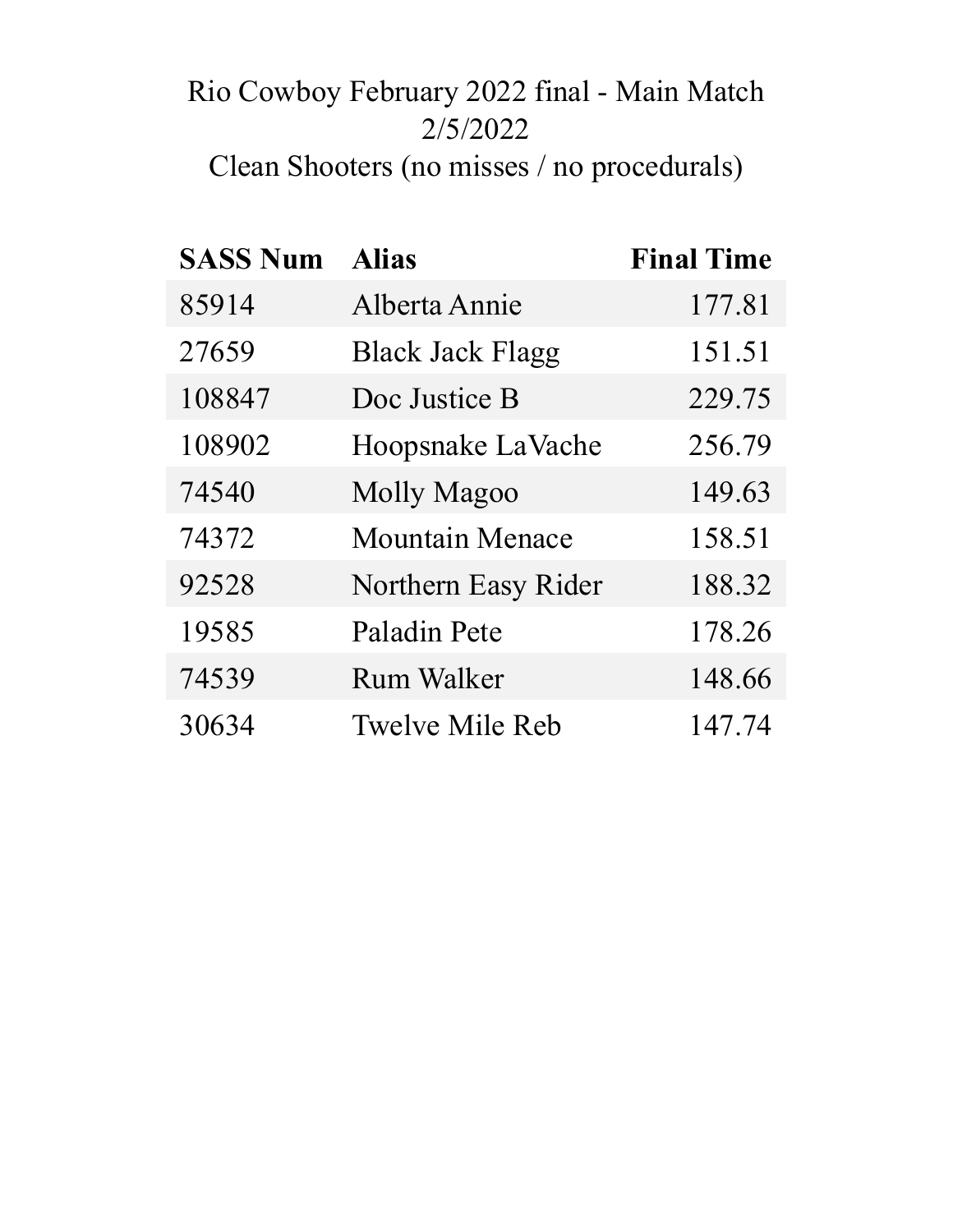# Rio Cowboy February 2022 final - Main Match
## 2/5/2022
## Clean Shooters (no misses / no procedurals)

| SASS Num | Alias | Final Time |
|---|---|---:|
| 85914 | Alberta Annie | 177.81 |
| 27659 | Black Jack Flagg | 151.51 |
| 108847 | Doc Justice B | 229.75 |
| 108902 | Hoopsnake LaVache | 256.79 |
| 74540 | Molly Magoo | 149.63 |
| 74372 | Mountain Menace | 158.51 |
| 92528 | Northern Easy Rider | 188.32 |
| 19585 | Paladin Pete | 178.26 |
| 74539 | Rum Walker | 148.66 |
| 30634 | Twelve Mile Reb | 147.74 |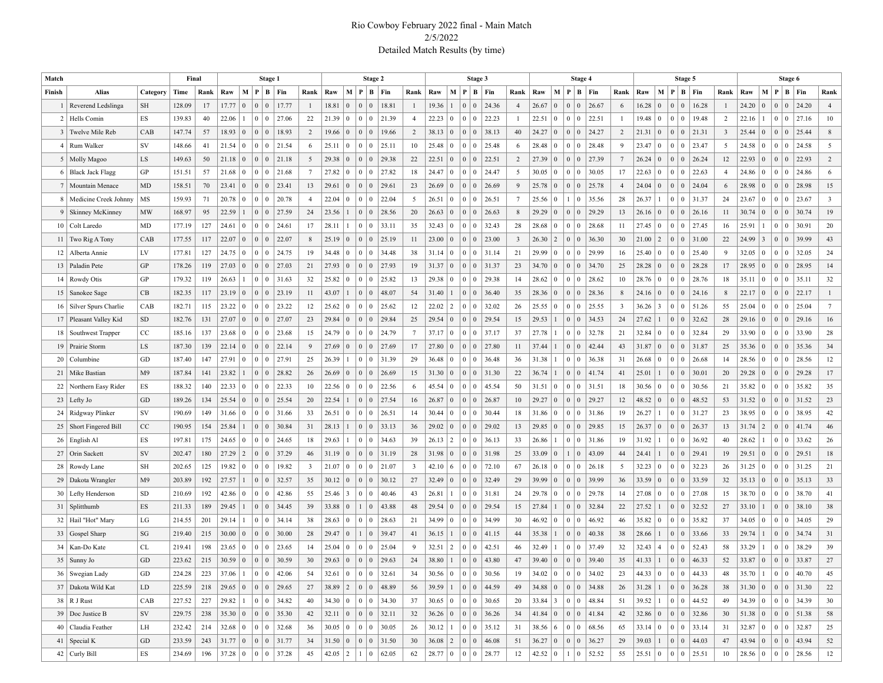Rio Cowboy February 2022 final - Main Match
2/5/2022
Detailed Match Results (by time)

| Match | | | Final | | Stage 1 | | | | | | Stage 2 | | | | | | Stage 3 | | | | | | Stage 4 | | | | | | Stage 5 | | | | | | Stage 6 | | | | | |
|---|---|---|---|---|---|---|---|---|---|---|---|---|---|---|---|---|---|---|---|---|---|---|---|---|---|---|---|---|---|---|---|---|---|---|---|---|---|---|---|---|
| Finish | Alias | Category | Time | Rank | Raw | M | P | B | Fin | Rank | Raw | M | P | B | Fin | Rank | Raw | M | P | B | Fin | Rank | Raw | M | P | B | Fin | Rank | Raw | M | P | B | Fin | Rank | Raw | M | P | B | Fin | Rank |
| 1 | Reverend Ledslinga | SH | 128.09 | 17 | 17.77 | 0 | 0 | 0 | 17.77 | 1 | 18.81 | 0 | 0 | 0 | 18.81 | 1 | 19.36 | 1 | 0 | 0 | 24.36 | 4 | 26.67 | 0 | 0 | 0 | 26.67 | 6 | 16.28 | 0 | 0 | 0 | 16.28 | 1 | 24.20 | 0 | 0 | 0 | 24.20 | 4 |
| 2 | Hells Comin | ES | 139.83 | 40 | 22.06 | 1 | 0 | 0 | 27.06 | 22 | 21.39 | 0 | 0 | 0 | 21.39 | 4 | 22.23 | 0 | 0 | 0 | 22.23 | 1 | 22.51 | 0 | 0 | 0 | 22.51 | 1 | 19.48 | 0 | 0 | 0 | 19.48 | 2 | 22.16 | 1 | 0 | 0 | 27.16 | 10 |
| 3 | Twelve Mile Reb | CAB | 147.74 | 57 | 18.93 | 0 | 0 | 0 | 18.93 | 2 | 19.66 | 0 | 0 | 0 | 19.66 | 2 | 38.13 | 0 | 0 | 0 | 38.13 | 40 | 24.27 | 0 | 0 | 0 | 24.27 | 2 | 21.31 | 0 | 0 | 0 | 21.31 | 3 | 25.44 | 0 | 0 | 0 | 25.44 | 8 |
| 4 | Rum Walker | SV | 148.66 | 41 | 21.54 | 0 | 0 | 0 | 21.54 | 6 | 25.11 | 0 | 0 | 0 | 25.11 | 10 | 25.48 | 0 | 0 | 0 | 25.48 | 6 | 28.48 | 0 | 0 | 0 | 28.48 | 9 | 23.47 | 0 | 0 | 0 | 23.47 | 5 | 24.58 | 0 | 0 | 0 | 24.58 | 5 |
| 5 | Molly Magoo | LS | 149.63 | 50 | 21.18 | 0 | 0 | 0 | 21.18 | 5 | 29.38 | 0 | 0 | 0 | 29.38 | 22 | 22.51 | 0 | 0 | 0 | 22.51 | 2 | 27.39 | 0 | 0 | 0 | 27.39 | 7 | 26.24 | 0 | 0 | 0 | 26.24 | 12 | 22.93 | 0 | 0 | 0 | 22.93 | 2 |
| 6 | Black Jack Flagg | GP | 151.51 | 57 | 21.68 | 0 | 0 | 0 | 21.68 | 7 | 27.82 | 0 | 0 | 0 | 27.82 | 18 | 24.47 | 0 | 0 | 0 | 24.47 | 5 | 30.05 | 0 | 0 | 0 | 30.05 | 17 | 22.63 | 0 | 0 | 0 | 22.63 | 4 | 24.86 | 0 | 0 | 0 | 24.86 | 6 |
| 7 | Mountain Menace | MD | 158.51 | 70 | 23.41 | 0 | 0 | 0 | 23.41 | 13 | 29.61 | 0 | 0 | 0 | 29.61 | 23 | 26.69 | 0 | 0 | 0 | 26.69 | 9 | 25.78 | 0 | 0 | 0 | 25.78 | 4 | 24.04 | 0 | 0 | 0 | 24.04 | 6 | 28.98 | 0 | 0 | 0 | 28.98 | 15 |
| 8 | Medicine Creek Johnny | MS | 159.93 | 71 | 20.78 | 0 | 0 | 0 | 20.78 | 4 | 22.04 | 0 | 0 | 0 | 22.04 | 5 | 26.51 | 0 | 0 | 0 | 26.51 | 7 | 25.56 | 0 | 1 | 0 | 35.56 | 28 | 26.37 | 1 | 0 | 0 | 31.37 | 24 | 23.67 | 0 | 0 | 0 | 23.67 | 3 |
| 9 | Skinney McKinney | MW | 168.97 | 95 | 22.59 | 1 | 0 | 0 | 27.59 | 24 | 23.56 | 1 | 0 | 0 | 28.56 | 20 | 26.63 | 0 | 0 | 0 | 26.63 | 8 | 29.29 | 0 | 0 | 0 | 29.29 | 13 | 26.16 | 0 | 0 | 0 | 26.16 | 11 | 30.74 | 0 | 0 | 0 | 30.74 | 19 |
| 10 | Colt Laredo | MD | 177.19 | 127 | 24.61 | 0 | 0 | 0 | 24.61 | 17 | 28.11 | 1 | 0 | 0 | 33.11 | 35 | 32.43 | 0 | 0 | 0 | 32.43 | 28 | 28.68 | 0 | 0 | 0 | 28.68 | 11 | 27.45 | 0 | 0 | 0 | 27.45 | 16 | 25.91 | 1 | 0 | 0 | 30.91 | 20 |
| 11 | Two Rig A Tony | CAB | 177.55 | 117 | 22.07 | 0 | 0 | 0 | 22.07 | 8 | 25.19 | 0 | 0 | 0 | 25.19 | 11 | 23.00 | 0 | 0 | 0 | 23.00 | 3 | 26.30 | 2 | 0 | 0 | 36.30 | 30 | 21.00 | 2 | 0 | 0 | 31.00 | 22 | 24.99 | 3 | 0 | 0 | 39.99 | 43 |
| 12 | Alberta Annie | LV | 177.81 | 127 | 24.75 | 0 | 0 | 0 | 24.75 | 19 | 34.48 | 0 | 0 | 0 | 34.48 | 38 | 31.14 | 0 | 0 | 0 | 31.14 | 21 | 29.99 | 0 | 0 | 0 | 29.99 | 16 | 25.40 | 0 | 0 | 0 | 25.40 | 9 | 32.05 | 0 | 0 | 0 | 32.05 | 24 |
| 13 | Paladin Pete | GP | 178.26 | 119 | 27.03 | 0 | 0 | 0 | 27.03 | 21 | 27.93 | 0 | 0 | 0 | 27.93 | 19 | 31.37 | 0 | 0 | 0 | 31.37 | 23 | 34.70 | 0 | 0 | 0 | 34.70 | 25 | 28.28 | 0 | 0 | 0 | 28.28 | 17 | 28.95 | 0 | 0 | 0 | 28.95 | 14 |
| 14 | Rowdy Otis | GP | 179.32 | 119 | 26.63 | 1 | 0 | 0 | 31.63 | 32 | 25.82 | 0 | 0 | 0 | 25.82 | 13 | 29.38 | 0 | 0 | 0 | 29.38 | 14 | 28.62 | 0 | 0 | 0 | 28.62 | 10 | 28.76 | 0 | 0 | 0 | 28.76 | 18 | 35.11 | 0 | 0 | 0 | 35.11 | 32 |
| 15 | Sanokee Sage | CB | 182.35 | 117 | 23.19 | 0 | 0 | 0 | 23.19 | 11 | 43.07 | 1 | 0 | 0 | 48.07 | 54 | 31.40 | 1 | 0 | 0 | 36.40 | 35 | 28.36 | 0 | 0 | 0 | 28.36 | 8 | 24.16 | 0 | 0 | 0 | 24.16 | 8 | 22.17 | 0 | 0 | 0 | 22.17 | 1 |
| 16 | Silver Spurs Charlie | CAB | 182.71 | 115 | 23.22 | 0 | 0 | 0 | 23.22 | 12 | 25.62 | 0 | 0 | 0 | 25.62 | 12 | 22.02 | 2 | 0 | 0 | 32.02 | 26 | 25.55 | 0 | 0 | 0 | 25.55 | 3 | 36.26 | 3 | 0 | 0 | 51.26 | 55 | 25.04 | 0 | 0 | 0 | 25.04 | 7 |
| 17 | Pleasant Valley Kid | SD | 182.76 | 131 | 27.07 | 0 | 0 | 0 | 27.07 | 23 | 29.84 | 0 | 0 | 0 | 29.84 | 25 | 29.54 | 0 | 0 | 0 | 29.54 | 15 | 29.53 | 1 | 0 | 0 | 34.53 | 24 | 27.62 | 1 | 0 | 0 | 32.62 | 28 | 29.16 | 0 | 0 | 0 | 29.16 | 16 |
| 18 | Southwest Trapper | CC | 185.16 | 137 | 23.68 | 0 | 0 | 0 | 23.68 | 15 | 24.79 | 0 | 0 | 0 | 24.79 | 7 | 37.17 | 0 | 0 | 0 | 37.17 | 37 | 27.78 | 1 | 0 | 0 | 32.78 | 21 | 32.84 | 0 | 0 | 0 | 32.84 | 29 | 33.90 | 0 | 0 | 0 | 33.90 | 28 |
| 19 | Prairie Storm | LS | 187.30 | 139 | 22.14 | 0 | 0 | 0 | 22.14 | 9 | 27.69 | 0 | 0 | 0 | 27.69 | 17 | 27.80 | 0 | 0 | 0 | 27.80 | 11 | 37.44 | 1 | 0 | 0 | 42.44 | 43 | 31.87 | 0 | 0 | 0 | 31.87 | 25 | 35.36 | 0 | 0 | 0 | 35.36 | 34 |
| 20 | Columbine | GD | 187.40 | 147 | 27.91 | 0 | 0 | 0 | 27.91 | 25 | 26.39 | 1 | 0 | 0 | 31.39 | 29 | 36.48 | 0 | 0 | 0 | 36.48 | 36 | 31.38 | 1 | 0 | 0 | 36.38 | 31 | 26.68 | 0 | 0 | 0 | 26.68 | 14 | 28.56 | 0 | 0 | 0 | 28.56 | 12 |
| 21 | Mike Bastian | M9 | 187.84 | 141 | 23.82 | 1 | 0 | 0 | 28.82 | 26 | 26.69 | 0 | 0 | 0 | 26.69 | 15 | 31.30 | 0 | 0 | 0 | 31.30 | 22 | 36.74 | 1 | 0 | 0 | 41.74 | 41 | 25.01 | 1 | 0 | 0 | 30.01 | 20 | 29.28 | 0 | 0 | 0 | 29.28 | 17 |
| 22 | Northern Easy Rider | ES | 188.32 | 140 | 22.33 | 0 | 0 | 0 | 22.33 | 10 | 22.56 | 0 | 0 | 0 | 22.56 | 6 | 45.54 | 0 | 0 | 0 | 45.54 | 50 | 31.51 | 0 | 0 | 0 | 31.51 | 18 | 30.56 | 0 | 0 | 0 | 30.56 | 21 | 35.82 | 0 | 0 | 0 | 35.82 | 35 |
| 23 | Lefty Jo | GD | 189.26 | 134 | 25.54 | 0 | 0 | 0 | 25.54 | 20 | 22.54 | 1 | 0 | 0 | 27.54 | 16 | 26.87 | 0 | 0 | 0 | 26.87 | 10 | 29.27 | 0 | 0 | 0 | 29.27 | 12 | 48.52 | 0 | 0 | 0 | 48.52 | 53 | 31.52 | 0 | 0 | 0 | 31.52 | 23 |
| 24 | Ridgway Plinker | SV | 190.69 | 149 | 31.66 | 0 | 0 | 0 | 31.66 | 33 | 26.51 | 0 | 0 | 0 | 26.51 | 14 | 30.44 | 0 | 0 | 0 | 30.44 | 18 | 31.86 | 0 | 0 | 0 | 31.86 | 19 | 26.27 | 1 | 0 | 0 | 31.27 | 23 | 38.95 | 0 | 0 | 0 | 38.95 | 42 |
| 25 | Short Fingered Bill | CC | 190.95 | 154 | 25.84 | 1 | 0 | 0 | 30.84 | 31 | 28.13 | 1 | 0 | 0 | 33.13 | 36 | 29.02 | 0 | 0 | 0 | 29.02 | 13 | 29.85 | 0 | 0 | 0 | 29.85 | 15 | 26.37 | 0 | 0 | 0 | 26.37 | 13 | 31.74 | 2 | 0 | 0 | 41.74 | 46 |
| 26 | English Al | ES | 197.81 | 175 | 24.65 | 0 | 0 | 0 | 24.65 | 18 | 29.63 | 1 | 0 | 0 | 34.63 | 39 | 26.13 | 2 | 0 | 0 | 36.13 | 33 | 26.86 | 1 | 0 | 0 | 31.86 | 19 | 31.92 | 1 | 0 | 0 | 36.92 | 40 | 28.62 | 1 | 0 | 0 | 33.62 | 26 |
| 27 | Orin Sackett | SV | 202.47 | 180 | 27.29 | 2 | 0 | 0 | 37.29 | 46 | 31.19 | 0 | 0 | 0 | 31.19 | 28 | 31.98 | 0 | 0 | 0 | 31.98 | 25 | 33.09 | 0 | 1 | 0 | 43.09 | 44 | 24.41 | 1 | 0 | 0 | 29.41 | 19 | 29.51 | 0 | 0 | 0 | 29.51 | 18 |
| 28 | Rowdy Lane | SH | 202.65 | 125 | 19.82 | 0 | 0 | 0 | 19.82 | 3 | 21.07 | 0 | 0 | 0 | 21.07 | 3 | 42.10 | 6 | 0 | 0 | 72.10 | 67 | 26.18 | 0 | 0 | 0 | 26.18 | 5 | 32.23 | 0 | 0 | 0 | 32.23 | 26 | 31.25 | 0 | 0 | 0 | 31.25 | 21 |
| 29 | Dakota Wrangler | M9 | 203.89 | 192 | 27.57 | 1 | 0 | 0 | 32.57 | 35 | 30.12 | 0 | 0 | 0 | 30.12 | 27 | 32.49 | 0 | 0 | 0 | 32.49 | 29 | 39.99 | 0 | 0 | 0 | 39.99 | 36 | 33.59 | 0 | 0 | 0 | 33.59 | 32 | 35.13 | 0 | 0 | 0 | 35.13 | 33 |
| 30 | Lefty Henderson | SD | 210.69 | 192 | 42.86 | 0 | 0 | 0 | 42.86 | 55 | 25.46 | 3 | 0 | 0 | 40.46 | 43 | 26.81 | 1 | 0 | 0 | 31.81 | 24 | 29.78 | 0 | 0 | 0 | 29.78 | 14 | 27.08 | 0 | 0 | 0 | 27.08 | 15 | 38.70 | 0 | 0 | 0 | 38.70 | 41 |
| 31 | Splitthumb | ES | 211.33 | 189 | 29.45 | 1 | 0 | 0 | 34.45 | 39 | 33.88 | 0 | 1 | 0 | 43.88 | 48 | 29.54 | 0 | 0 | 0 | 29.54 | 15 | 27.84 | 1 | 0 | 0 | 32.84 | 22 | 27.52 | 1 | 0 | 0 | 32.52 | 27 | 33.10 | 1 | 0 | 0 | 38.10 | 38 |
| 32 | Hail "Hot" Mary | LG | 214.55 | 201 | 29.14 | 1 | 0 | 0 | 34.14 | 38 | 28.63 | 0 | 0 | 0 | 28.63 | 21 | 34.99 | 0 | 0 | 0 | 34.99 | 30 | 46.92 | 0 | 0 | 0 | 46.92 | 46 | 35.82 | 0 | 0 | 0 | 35.82 | 37 | 34.05 | 0 | 0 | 0 | 34.05 | 29 |
| 33 | Gospel Sharp | SG | 219.40 | 215 | 30.00 | 0 | 0 | 0 | 30.00 | 28 | 29.47 | 0 | 1 | 0 | 39.47 | 41 | 36.15 | 1 | 0 | 0 | 41.15 | 44 | 35.38 | 1 | 0 | 0 | 40.38 | 38 | 28.66 | 1 | 0 | 0 | 33.66 | 33 | 29.74 | 1 | 0 | 0 | 34.74 | 31 |
| 34 | Kan-Do Kate | CL | 219.41 | 198 | 23.65 | 0 | 0 | 0 | 23.65 | 14 | 25.04 | 0 | 0 | 0 | 25.04 | 9 | 32.51 | 2 | 0 | 0 | 42.51 | 46 | 32.49 | 1 | 0 | 0 | 37.49 | 32 | 32.43 | 4 | 0 | 0 | 52.43 | 58 | 33.29 | 1 | 0 | 0 | 38.29 | 39 |
| 35 | Sunny Jo | GD | 223.62 | 215 | 30.59 | 0 | 0 | 0 | 30.59 | 30 | 29.63 | 0 | 0 | 0 | 29.63 | 24 | 38.80 | 1 | 0 | 0 | 43.80 | 47 | 39.40 | 0 | 0 | 0 | 39.40 | 35 | 41.33 | 1 | 0 | 0 | 46.33 | 52 | 33.87 | 0 | 0 | 0 | 33.87 | 27 |
| 36 | Swegian Lady | GD | 224.28 | 223 | 37.06 | 1 | 0 | 0 | 42.06 | 54 | 32.61 | 0 | 0 | 0 | 32.61 | 34 | 30.56 | 0 | 0 | 0 | 30.56 | 19 | 34.02 | 0 | 0 | 0 | 34.02 | 23 | 44.33 | 0 | 0 | 0 | 44.33 | 48 | 35.70 | 1 | 0 | 0 | 40.70 | 45 |
| 37 | Dakota Wild Kat | LD | 225.59 | 218 | 29.65 | 0 | 0 | 0 | 29.65 | 27 | 38.89 | 2 | 0 | 0 | 48.89 | 56 | 39.59 | 1 | 0 | 0 | 44.59 | 49 | 34.88 | 0 | 0 | 0 | 34.88 | 26 | 31.28 | 1 | 0 | 0 | 36.28 | 38 | 31.30 | 0 | 0 | 0 | 31.30 | 22 |
| 38 | R J Rust | CAB | 227.52 | 227 | 29.82 | 1 | 0 | 0 | 34.82 | 40 | 34.30 | 0 | 0 | 0 | 34.30 | 37 | 30.65 | 0 | 0 | 0 | 30.65 | 20 | 33.84 | 3 | 0 | 0 | 48.84 | 51 | 39.52 | 1 | 0 | 0 | 44.52 | 49 | 34.39 | 0 | 0 | 0 | 34.39 | 30 |
| 39 | Doc Justice B | SV | 229.75 | 238 | 35.30 | 0 | 0 | 0 | 35.30 | 42 | 32.11 | 0 | 0 | 0 | 32.11 | 32 | 36.26 | 0 | 0 | 0 | 36.26 | 34 | 41.84 | 0 | 0 | 0 | 41.84 | 42 | 32.86 | 0 | 0 | 0 | 32.86 | 30 | 51.38 | 0 | 0 | 0 | 51.38 | 58 |
| 40 | Claudia Feather | LH | 232.42 | 214 | 32.68 | 0 | 0 | 0 | 32.68 | 36 | 30.05 | 0 | 0 | 0 | 30.05 | 26 | 30.12 | 1 | 0 | 0 | 35.12 | 31 | 38.56 | 6 | 0 | 0 | 68.56 | 65 | 33.14 | 0 | 0 | 0 | 33.14 | 31 | 32.87 | 0 | 0 | 0 | 32.87 | 25 |
| 41 | Special K | GD | 233.59 | 243 | 31.77 | 0 | 0 | 0 | 31.77 | 34 | 31.50 | 0 | 0 | 0 | 31.50 | 30 | 36.08 | 2 | 0 | 0 | 46.08 | 51 | 36.27 | 0 | 0 | 0 | 36.27 | 29 | 39.03 | 1 | 0 | 0 | 44.03 | 47 | 43.94 | 0 | 0 | 0 | 43.94 | 52 |
| 42 | Curly Bill | ES | 234.69 | 196 | 37.28 | 0 | 0 | 0 | 37.28 | 45 | 42.05 | 2 | 1 | 0 | 62.05 | 62 | 28.77 | 0 | 0 | 0 | 28.77 | 12 | 42.52 | 0 | 1 | 0 | 52.52 | 55 | 25.51 | 0 | 0 | 0 | 25.51 | 10 | 28.56 | 0 | 0 | 0 | 28.56 | 12 |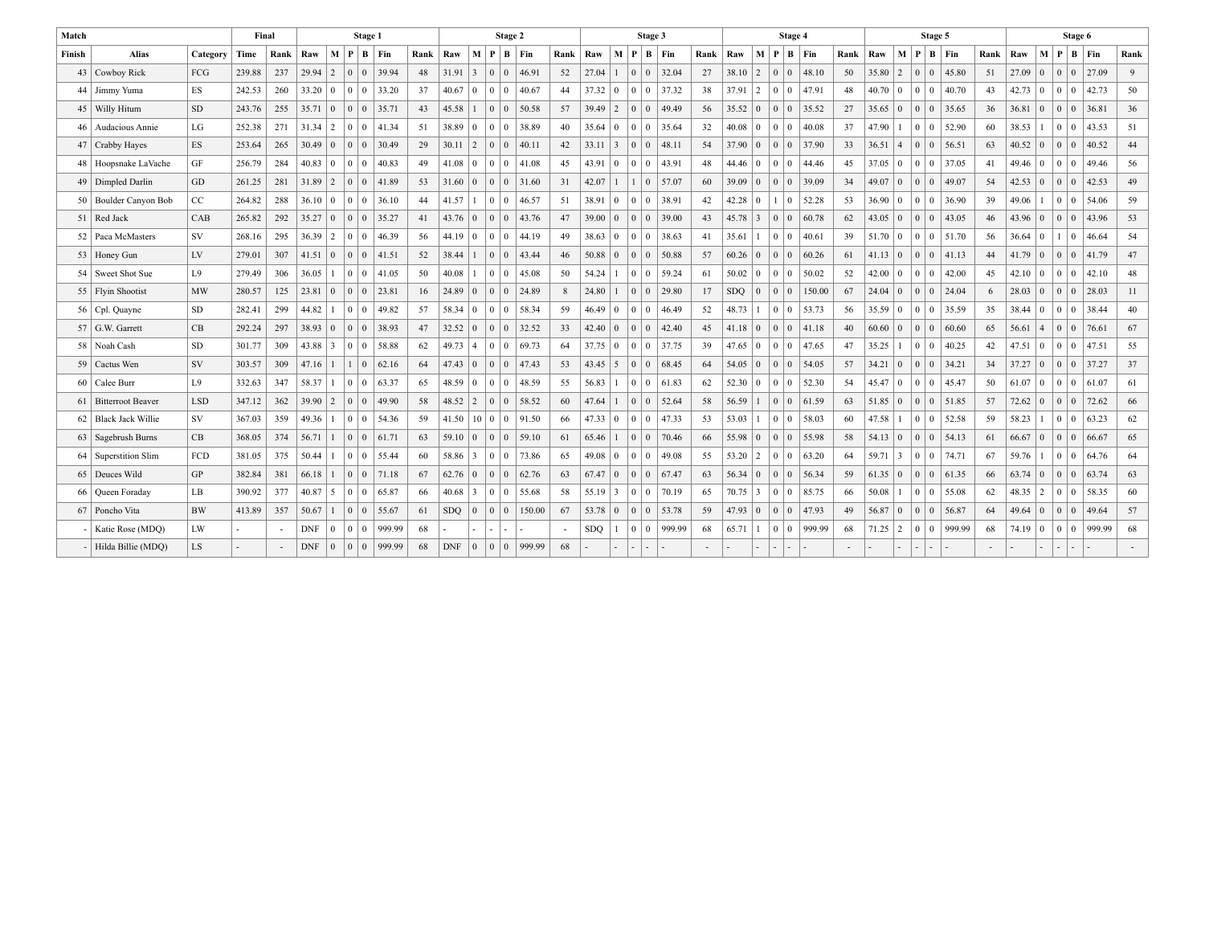| Match | | | Final | | Stage 1 | | | | | | Stage 2 | | | | | | Stage 3 | | | | | | Stage 4 | | | | | | Stage 5 | | | | | | Stage 6 | | | | | |
|---|---|---|---|---|---|---|---|---|---|---|---|---|---|---|---|---|---|---|---|---|---|---|---|---|---|---|---|---|---|---|---|---|---|---|---|---|---|---|---|---|
| Finish | Alias | Category | Time | Rank | Raw | M | P | B | Fin | Rank | Raw | M | P | B | Fin | Rank | Raw | M | P | B | Fin | Rank | Raw | M | P | B | Fin | Rank | Raw | M | P | B | Fin | Rank | Raw | M | P | B | Fin | Rank |
| 43 | Cowboy Rick | FCG | 239.88 | 237 | 29.94 | 2 | 0 | 0 | 39.94 | 48 | 31.91 | 3 | 0 | 0 | 46.91 | 52 | 27.04 | 1 | 0 | 0 | 32.04 | 27 | 38.10 | 2 | 0 | 0 | 48.10 | 50 | 35.80 | 2 | 0 | 0 | 45.80 | 51 | 27.09 | 0 | 0 | 0 | 27.09 | 9 |
| 44 | Jimmy Yuma | ES | 242.53 | 260 | 33.20 | 0 | 0 | 0 | 33.20 | 37 | 40.67 | 0 | 0 | 0 | 40.67 | 44 | 37.32 | 0 | 0 | 0 | 37.32 | 38 | 37.91 | 2 | 0 | 0 | 47.91 | 48 | 40.70 | 0 | 0 | 0 | 40.70 | 43 | 42.73 | 0 | 0 | 0 | 42.73 | 50 |
| 45 | Willy Hitum | SD | 243.76 | 255 | 35.71 | 0 | 0 | 0 | 35.71 | 43 | 45.58 | 1 | 0 | 0 | 50.58 | 57 | 39.49 | 2 | 0 | 0 | 49.49 | 56 | 35.52 | 0 | 0 | 0 | 35.52 | 27 | 35.65 | 0 | 0 | 0 | 35.65 | 36 | 36.81 | 0 | 0 | 0 | 36.81 | 36 |
| 46 | Audacious Annie | LG | 252.38 | 271 | 31.34 | 2 | 0 | 0 | 41.34 | 51 | 38.89 | 0 | 0 | 0 | 38.89 | 40 | 35.64 | 0 | 0 | 0 | 35.64 | 32 | 40.08 | 0 | 0 | 0 | 40.08 | 37 | 47.90 | 1 | 0 | 0 | 52.90 | 60 | 38.53 | 1 | 0 | 0 | 43.53 | 51 |
| 47 | Crabby Hayes | ES | 253.64 | 265 | 30.49 | 0 | 0 | 0 | 30.49 | 29 | 30.11 | 2 | 0 | 0 | 40.11 | 42 | 33.11 | 3 | 0 | 0 | 48.11 | 54 | 37.90 | 0 | 0 | 0 | 37.90 | 33 | 36.51 | 4 | 0 | 0 | 56.51 | 63 | 40.52 | 0 | 0 | 0 | 40.52 | 44 |
| 48 | Hoopsnake LaVache | GF | 256.79 | 284 | 40.83 | 0 | 0 | 0 | 40.83 | 49 | 41.08 | 0 | 0 | 0 | 41.08 | 45 | 43.91 | 0 | 0 | 0 | 43.91 | 48 | 44.46 | 0 | 0 | 0 | 44.46 | 45 | 37.05 | 0 | 0 | 0 | 37.05 | 41 | 49.46 | 0 | 0 | 0 | 49.46 | 56 |
| 49 | Dimpled Darlin | GD | 261.25 | 281 | 31.89 | 2 | 0 | 0 | 41.89 | 53 | 31.60 | 0 | 0 | 0 | 31.60 | 31 | 42.07 | 1 | 1 | 0 | 57.07 | 60 | 39.09 | 0 | 0 | 0 | 39.09 | 34 | 49.07 | 0 | 0 | 0 | 49.07 | 54 | 42.53 | 0 | 0 | 0 | 42.53 | 49 |
| 50 | Boulder Canyon Bob | CC | 264.82 | 288 | 36.10 | 0 | 0 | 0 | 36.10 | 44 | 41.57 | 1 | 0 | 0 | 46.57 | 51 | 38.91 | 0 | 0 | 0 | 38.91 | 42 | 42.28 | 0 | 1 | 0 | 52.28 | 53 | 36.90 | 0 | 0 | 0 | 36.90 | 39 | 49.06 | 1 | 0 | 0 | 54.06 | 59 |
| 51 | Red Jack | CAB | 265.82 | 292 | 35.27 | 0 | 0 | 0 | 35.27 | 41 | 43.76 | 0 | 0 | 0 | 43.76 | 47 | 39.00 | 0 | 0 | 0 | 39.00 | 43 | 45.78 | 3 | 0 | 0 | 60.78 | 62 | 43.05 | 0 | 0 | 0 | 43.05 | 46 | 43.96 | 0 | 0 | 0 | 43.96 | 53 |
| 52 | Paca McMasters | SV | 268.16 | 295 | 36.39 | 2 | 0 | 0 | 46.39 | 56 | 44.19 | 0 | 0 | 0 | 44.19 | 49 | 38.63 | 0 | 0 | 0 | 38.63 | 41 | 35.61 | 1 | 0 | 0 | 40.61 | 39 | 51.70 | 0 | 0 | 0 | 51.70 | 56 | 36.64 | 0 | 1 | 0 | 46.64 | 54 |
| 53 | Honey Gun | LV | 279.01 | 307 | 41.51 | 0 | 0 | 0 | 41.51 | 52 | 38.44 | 1 | 0 | 0 | 43.44 | 46 | 50.88 | 0 | 0 | 0 | 50.88 | 57 | 60.26 | 0 | 0 | 0 | 60.26 | 61 | 41.13 | 0 | 0 | 0 | 41.13 | 44 | 41.79 | 0 | 0 | 0 | 41.79 | 47 |
| 54 | Sweet Shot Sue | L9 | 279.49 | 306 | 36.05 | 1 | 0 | 0 | 41.05 | 50 | 40.08 | 1 | 0 | 0 | 45.08 | 50 | 54.24 | 1 | 0 | 0 | 59.24 | 61 | 50.02 | 0 | 0 | 0 | 50.02 | 52 | 42.00 | 0 | 0 | 0 | 42.00 | 45 | 42.10 | 0 | 0 | 0 | 42.10 | 48 |
| 55 | Flyin Shootist | MW | 280.57 | 125 | 23.81 | 0 | 0 | 0 | 23.81 | 16 | 24.89 | 0 | 0 | 0 | 24.89 | 8 | 24.80 | 1 | 0 | 0 | 29.80 | 17 | SDQ | 0 | 0 | 0 | 150.00 | 67 | 24.04 | 0 | 0 | 0 | 24.04 | 6 | 28.03 | 0 | 0 | 0 | 28.03 | 11 |
| 56 | Cpl. Quayne | SD | 282.41 | 299 | 44.82 | 1 | 0 | 0 | 49.82 | 57 | 58.34 | 0 | 0 | 0 | 58.34 | 59 | 46.49 | 0 | 0 | 0 | 46.49 | 52 | 48.73 | 1 | 0 | 0 | 53.73 | 56 | 35.59 | 0 | 0 | 0 | 35.59 | 35 | 38.44 | 0 | 0 | 0 | 38.44 | 40 |
| 57 | G.W. Garrett | CB | 292.24 | 297 | 38.93 | 0 | 0 | 0 | 38.93 | 47 | 32.52 | 0 | 0 | 0 | 32.52 | 33 | 42.40 | 0 | 0 | 0 | 42.40 | 45 | 41.18 | 0 | 0 | 0 | 41.18 | 40 | 60.60 | 0 | 0 | 0 | 60.60 | 65 | 56.61 | 4 | 0 | 0 | 76.61 | 67 |
| 58 | Noah Cash | SD | 301.77 | 309 | 43.88 | 3 | 0 | 0 | 58.88 | 62 | 49.73 | 4 | 0 | 0 | 69.73 | 64 | 37.75 | 0 | 0 | 0 | 37.75 | 39 | 47.65 | 0 | 0 | 0 | 47.65 | 47 | 35.25 | 1 | 0 | 0 | 40.25 | 42 | 47.51 | 0 | 0 | 0 | 47.51 | 55 |
| 59 | Cactus Wen | SV | 303.57 | 309 | 47.16 | 1 | 1 | 0 | 62.16 | 64 | 47.43 | 0 | 0 | 0 | 47.43 | 53 | 43.45 | 5 | 0 | 0 | 68.45 | 64 | 54.05 | 0 | 0 | 0 | 54.05 | 57 | 34.21 | 0 | 0 | 0 | 34.21 | 34 | 37.27 | 0 | 0 | 0 | 37.27 | 37 |
| 60 | Calee Burr | L9 | 332.63 | 347 | 58.37 | 1 | 0 | 0 | 63.37 | 65 | 48.59 | 0 | 0 | 0 | 48.59 | 55 | 56.83 | 1 | 0 | 0 | 61.83 | 62 | 52.30 | 0 | 0 | 0 | 52.30 | 54 | 45.47 | 0 | 0 | 0 | 45.47 | 50 | 61.07 | 0 | 0 | 0 | 61.07 | 61 |
| 61 | Bitterroot Beaver | LSD | 347.12 | 362 | 39.90 | 2 | 0 | 0 | 49.90 | 58 | 48.52 | 2 | 0 | 0 | 58.52 | 60 | 47.64 | 1 | 0 | 0 | 52.64 | 58 | 56.59 | 1 | 0 | 0 | 61.59 | 63 | 51.85 | 0 | 0 | 0 | 51.85 | 57 | 72.62 | 0 | 0 | 0 | 72.62 | 66 |
| 62 | Black Jack Willie | SV | 367.03 | 359 | 49.36 | 1 | 0 | 0 | 54.36 | 59 | 41.50 | 10 | 0 | 0 | 91.50 | 66 | 47.33 | 0 | 0 | 0 | 47.33 | 53 | 53.03 | 1 | 0 | 0 | 58.03 | 60 | 47.58 | 1 | 0 | 0 | 52.58 | 59 | 58.23 | 1 | 0 | 0 | 63.23 | 62 |
| 63 | Sagebrush Burns | CB | 368.05 | 374 | 56.71 | 1 | 0 | 0 | 61.71 | 63 | 59.10 | 0 | 0 | 0 | 59.10 | 61 | 65.46 | 1 | 0 | 0 | 70.46 | 66 | 55.98 | 0 | 0 | 0 | 55.98 | 58 | 54.13 | 0 | 0 | 0 | 54.13 | 61 | 66.67 | 0 | 0 | 0 | 66.67 | 65 |
| 64 | Superstition Slim | FCD | 381.05 | 375 | 50.44 | 1 | 0 | 0 | 55.44 | 60 | 58.86 | 3 | 0 | 0 | 73.86 | 65 | 49.08 | 0 | 0 | 0 | 49.08 | 55 | 53.20 | 2 | 0 | 0 | 63.20 | 64 | 59.71 | 3 | 0 | 0 | 74.71 | 67 | 59.76 | 1 | 0 | 0 | 64.76 | 64 |
| 65 | Deuces Wild | GP | 382.84 | 381 | 66.18 | 1 | 0 | 0 | 71.18 | 67 | 62.76 | 0 | 0 | 0 | 62.76 | 63 | 67.47 | 0 | 0 | 0 | 67.47 | 63 | 56.34 | 0 | 0 | 0 | 56.34 | 59 | 61.35 | 0 | 0 | 0 | 61.35 | 66 | 63.74 | 0 | 0 | 0 | 63.74 | 63 |
| 66 | Queen Foraday | LB | 390.92 | 377 | 40.87 | 5 | 0 | 0 | 65.87 | 66 | 40.68 | 3 | 0 | 0 | 55.68 | 58 | 55.19 | 3 | 0 | 0 | 70.19 | 65 | 70.75 | 3 | 0 | 0 | 85.75 | 66 | 50.08 | 1 | 0 | 0 | 55.08 | 62 | 48.35 | 2 | 0 | 0 | 58.35 | 60 |
| 67 | Poncho Vita | BW | 413.89 | 357 | 50.67 | 1 | 0 | 0 | 55.67 | 61 | SDQ | 0 | 0 | 0 | 150.00 | 67 | 53.78 | 0 | 0 | 0 | 53.78 | 59 | 47.93 | 0 | 0 | 0 | 47.93 | 49 | 56.87 | 0 | 0 | 0 | 56.87 | 64 | 49.64 | 0 | 0 | 0 | 49.64 | 57 |
| - | Katie Rose (MDQ) | LW | - | - | DNF | 0 | 0 | 0 | 999.99 | 68 | - | - | - | - | - | - | SDQ | 1 | 0 | 0 | 999.99 | 68 | 65.71 | 1 | 0 | 0 | 999.99 | 68 | 71.25 | 2 | 0 | 0 | 999.99 | 68 | 74.19 | 0 | 0 | 0 | 999.99 | 68 |
| - | Hilda Billie (MDQ) | LS | - | - | DNF | 0 | 0 | 0 | 999.99 | 68 | DNF | 0 | 0 | 0 | 999.99 | 68 | - | - | - | - | - | - | - | - | - | - | - | - | - | - | - | - | - | - | - | - | - | - | - | - |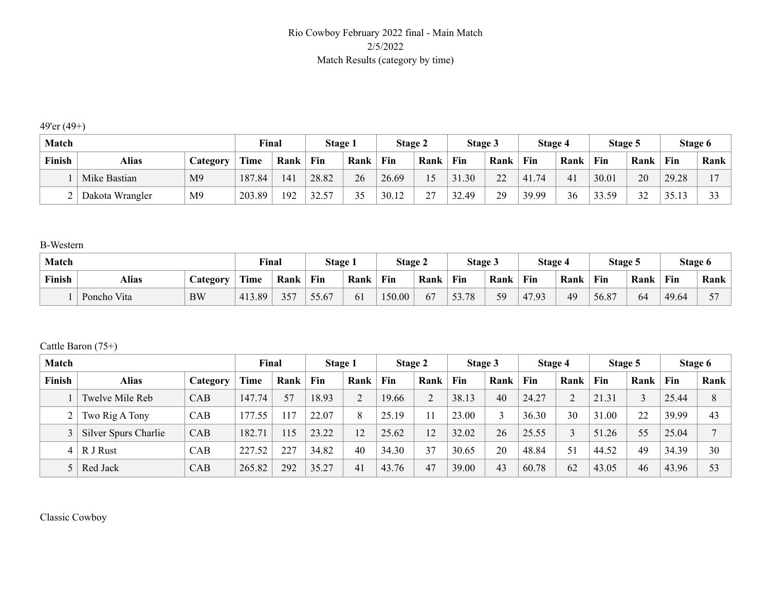Rio Cowboy February 2022 final - Main Match
2/5/2022
Match Results (category by time)

49'er (49+)

| Match | | | Final | | Stage 1 | | Stage 2 | | Stage 3 | | Stage 4 | | Stage 5 | | Stage 6 | |
|---|---|---|---|---|---|---|---|---|---|---|---|---|---|---|---|---|
| **Finish** | **Alias** | **Category** | **Time** | **Rank** | **Fin** | **Rank** | **Fin** | **Rank** | **Fin** | **Rank** | **Fin** | **Rank** | **Fin** | **Rank** | **Fin** | **Rank** |
| 1 | Mike Bastian | M9 | 187.84 | 141 | 28.82 | 26 | 26.69 | 15 | 31.30 | 22 | 41.74 | 41 | 30.01 | 20 | 29.28 | 17 |
| 2 | Dakota Wrangler | M9 | 203.89 | 192 | 32.57 | 35 | 30.12 | 27 | 32.49 | 29 | 39.99 | 36 | 33.59 | 32 | 35.13 | 33 |

B-Western

| Match | | | Final | | Stage 1 | | Stage 2 | | Stage 3 | | Stage 4 | | Stage 5 | | Stage 6 | |
|---|---|---|---|---|---|---|---|---|---|---|---|---|---|---|---|---|
| **Finish** | **Alias** | **Category** | **Time** | **Rank** | **Fin** | **Rank** | **Fin** | **Rank** | **Fin** | **Rank** | **Fin** | **Rank** | **Fin** | **Rank** | **Fin** | **Rank** |
| 1 | Poncho Vita | BW | 413.89 | 357 | 55.67 | 61 | 150.00 | 67 | 53.78 | 59 | 47.93 | 49 | 56.87 | 64 | 49.64 | 57 |

Cattle Baron (75+)

| Match | | | Final | | Stage 1 | | Stage 2 | | Stage 3 | | Stage 4 | | Stage 5 | | Stage 6 | |
|---|---|---|---|---|---|---|---|---|---|---|---|---|---|---|---|---|
| **Finish** | **Alias** | **Category** | **Time** | **Rank** | **Fin** | **Rank** | **Fin** | **Rank** | **Fin** | **Rank** | **Fin** | **Rank** | **Fin** | **Rank** | **Fin** | **Rank** |
| 1 | Twelve Mile Reb | CAB | 147.74 | 57 | 18.93 | 2 | 19.66 | 2 | 38.13 | 40 | 24.27 | 2 | 21.31 | 3 | 25.44 | 8 |
| 2 | Two Rig A Tony | CAB | 177.55 | 117 | 22.07 | 8 | 25.19 | 11 | 23.00 | 3 | 36.30 | 30 | 31.00 | 22 | 39.99 | 43 |
| 3 | Silver Spurs Charlie | CAB | 182.71 | 115 | 23.22 | 12 | 25.62 | 12 | 32.02 | 26 | 25.55 | 3 | 51.26 | 55 | 25.04 | 7 |
| 4 | R J Rust | CAB | 227.52 | 227 | 34.82 | 40 | 34.30 | 37 | 30.65 | 20 | 48.84 | 51 | 44.52 | 49 | 34.39 | 30 |
| 5 | Red Jack | CAB | 265.82 | 292 | 35.27 | 41 | 43.76 | 47 | 39.00 | 43 | 60.78 | 62 | 43.05 | 46 | 43.96 | 53 |

Classic Cowboy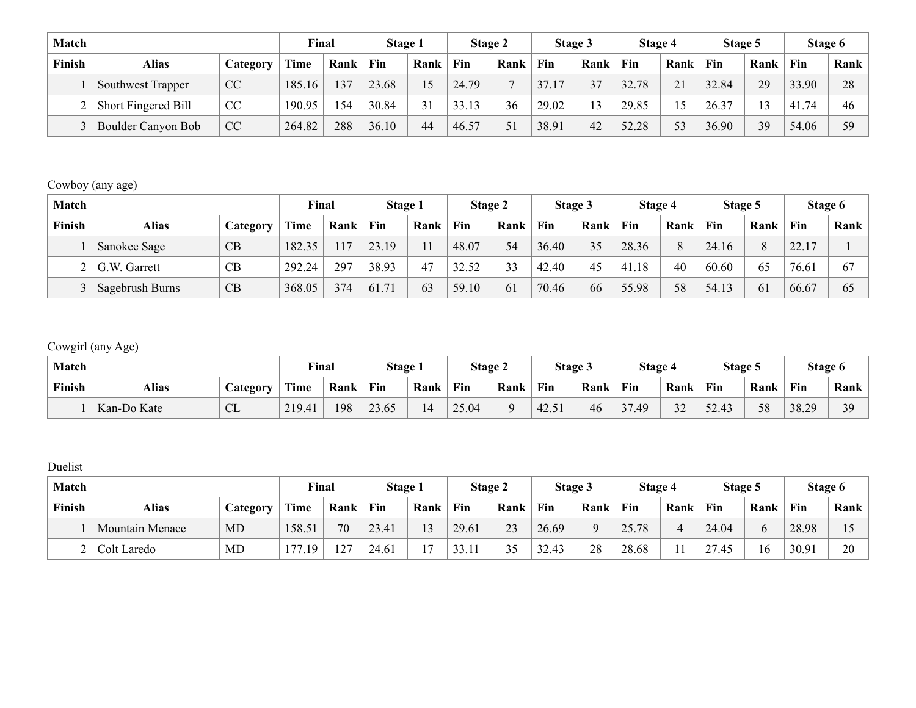| Match | | | Final | | Stage 1 | | Stage 2 | | Stage 3 | | Stage 4 | | Stage 5 | | Stage 6 | |
|---|---|---|---|---|---|---|---|---|---|---|---|---|---|---|---|---|
| Finish | Alias | Category | Time | Rank | Fin | Rank | Fin | Rank | Fin | Rank | Fin | Rank | Fin | Rank | Fin | Rank |
| 1 | Southwest Trapper | CC | 185.16 | 137 | 23.68 | 15 | 24.79 | 7 | 37.17 | 37 | 32.78 | 21 | 32.84 | 29 | 33.90 | 28 |
| 2 | Short Fingered Bill | CC | 190.95 | 154 | 30.84 | 31 | 33.13 | 36 | 29.02 | 13 | 29.85 | 15 | 26.37 | 13 | 41.74 | 46 |
| 3 | Boulder Canyon Bob | CC | 264.82 | 288 | 36.10 | 44 | 46.57 | 51 | 38.91 | 42 | 52.28 | 53 | 36.90 | 39 | 54.06 | 59 |

Cowboy (any age)

| Match | | | Final | | Stage 1 | | Stage 2 | | Stage 3 | | Stage 4 | | Stage 5 | | Stage 6 | |
|---|---|---|---|---|---|---|---|---|---|---|---|---|---|---|---|---|
| Finish | Alias | Category | Time | Rank | Fin | Rank | Fin | Rank | Fin | Rank | Fin | Rank | Fin | Rank | Fin | Rank |
| 1 | Sanokee Sage | CB | 182.35 | 117 | 23.19 | 11 | 48.07 | 54 | 36.40 | 35 | 28.36 | 8 | 24.16 | 8 | 22.17 | 1 |
| 2 | G.W. Garrett | CB | 292.24 | 297 | 38.93 | 47 | 32.52 | 33 | 42.40 | 45 | 41.18 | 40 | 60.60 | 65 | 76.61 | 67 |
| 3 | Sagebrush Burns | CB | 368.05 | 374 | 61.71 | 63 | 59.10 | 61 | 70.46 | 66 | 55.98 | 58 | 54.13 | 61 | 66.67 | 65 |

Cowgirl (any Age)

| Match | | | Final | | Stage 1 | | Stage 2 | | Stage 3 | | Stage 4 | | Stage 5 | | Stage 6 | |
|---|---|---|---|---|---|---|---|---|---|---|---|---|---|---|---|---|
| Finish | Alias | Category | Time | Rank | Fin | Rank | Fin | Rank | Fin | Rank | Fin | Rank | Fin | Rank | Fin | Rank |
| 1 | Kan-Do Kate | CL | 219.41 | 198 | 23.65 | 14 | 25.04 | 9 | 42.51 | 46 | 37.49 | 32 | 52.43 | 58 | 38.29 | 39 |

Duelist

| Match | | | Final | | Stage 1 | | Stage 2 | | Stage 3 | | Stage 4 | | Stage 5 | | Stage 6 | |
|---|---|---|---|---|---|---|---|---|---|---|---|---|---|---|---|---|
| Finish | Alias | Category | Time | Rank | Fin | Rank | Fin | Rank | Fin | Rank | Fin | Rank | Fin | Rank | Fin | Rank |
| 1 | Mountain Menace | MD | 158.51 | 70 | 23.41 | 13 | 29.61 | 23 | 26.69 | 9 | 25.78 | 4 | 24.04 | 6 | 28.98 | 15 |
| 2 | Colt Laredo | MD | 177.19 | 127 | 24.61 | 17 | 33.11 | 35 | 32.43 | 28 | 28.68 | 11 | 27.45 | 16 | 30.91 | 20 |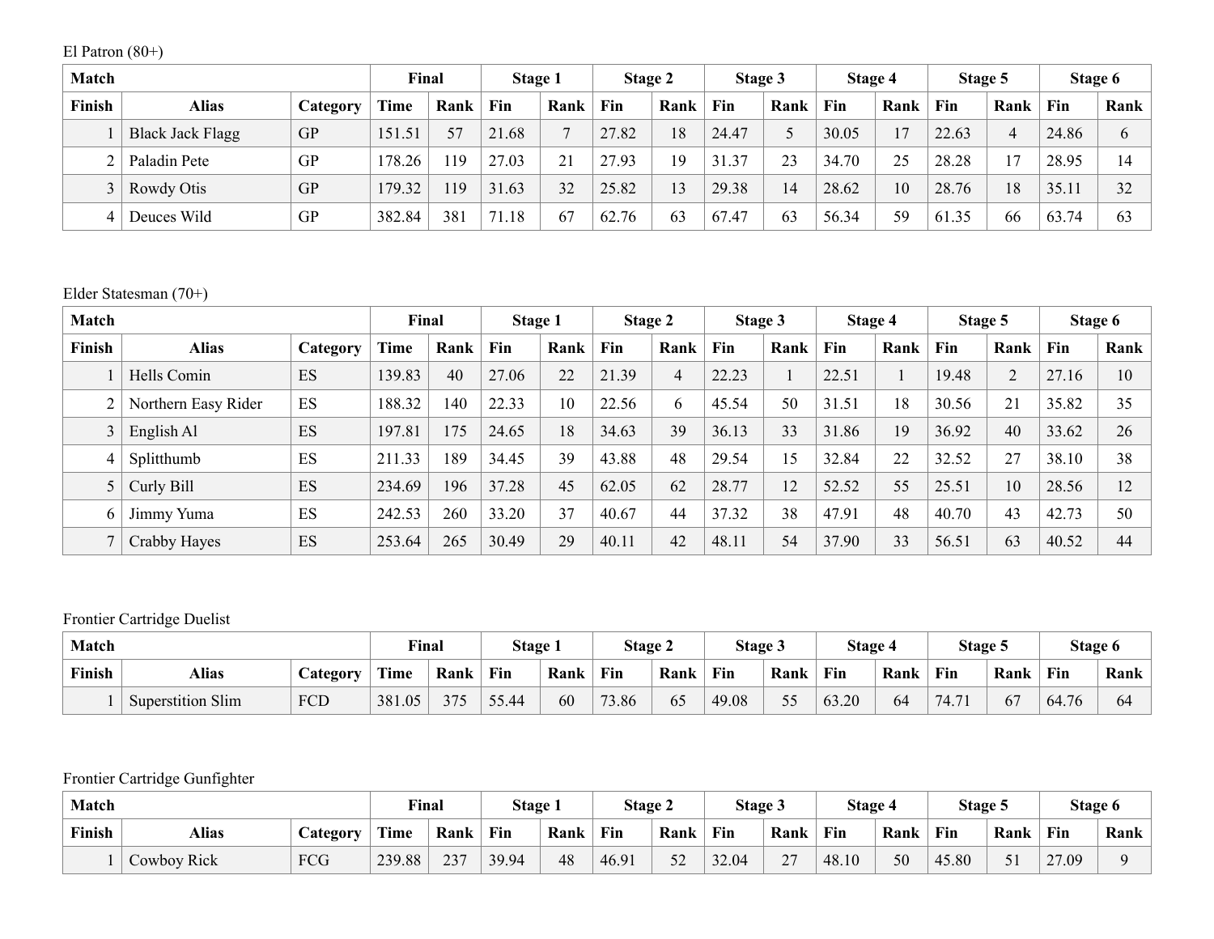El Patron (80+)

| Match | | | Final | | Stage 1 | | Stage 2 | | Stage 3 | | Stage 4 | | Stage 5 | | Stage 6 | |
|---|---|---|---|---|---|---|---|---|---|---|---|---|---|---|---|---|
| Finish | Alias | Category | Time | Rank | Fin | Rank | Fin | Rank | Fin | Rank | Fin | Rank | Fin | Rank | Fin | Rank |
| 1 | Black Jack Flagg | GP | 151.51 | 57 | 21.68 | 7 | 27.82 | 18 | 24.47 | 5 | 30.05 | 17 | 22.63 | 4 | 24.86 | 6 |
| 2 | Paladin Pete | GP | 178.26 | 119 | 27.03 | 21 | 27.93 | 19 | 31.37 | 23 | 34.70 | 25 | 28.28 | 17 | 28.95 | 14 |
| 3 | Rowdy Otis | GP | 179.32 | 119 | 31.63 | 32 | 25.82 | 13 | 29.38 | 14 | 28.62 | 10 | 28.76 | 18 | 35.11 | 32 |
| 4 | Deuces Wild | GP | 382.84 | 381 | 71.18 | 67 | 62.76 | 63 | 67.47 | 63 | 56.34 | 59 | 61.35 | 66 | 63.74 | 63 |

Elder Statesman (70+)

| Match | | | Final | | Stage 1 | | Stage 2 | | Stage 3 | | Stage 4 | | Stage 5 | | Stage 6 | |
|---|---|---|---|---|---|---|---|---|---|---|---|---|---|---|---|---|
| Finish | Alias | Category | Time | Rank | Fin | Rank | Fin | Rank | Fin | Rank | Fin | Rank | Fin | Rank | Fin | Rank |
| 1 | Hells Comin | ES | 139.83 | 40 | 27.06 | 22 | 21.39 | 4 | 22.23 | 1 | 22.51 | 1 | 19.48 | 2 | 27.16 | 10 |
| 2 | Northern Easy Rider | ES | 188.32 | 140 | 22.33 | 10 | 22.56 | 6 | 45.54 | 50 | 31.51 | 18 | 30.56 | 21 | 35.82 | 35 |
| 3 | English Al | ES | 197.81 | 175 | 24.65 | 18 | 34.63 | 39 | 36.13 | 33 | 31.86 | 19 | 36.92 | 40 | 33.62 | 26 |
| 4 | Splitthumb | ES | 211.33 | 189 | 34.45 | 39 | 43.88 | 48 | 29.54 | 15 | 32.84 | 22 | 32.52 | 27 | 38.10 | 38 |
| 5 | Curly Bill | ES | 234.69 | 196 | 37.28 | 45 | 62.05 | 62 | 28.77 | 12 | 52.52 | 55 | 25.51 | 10 | 28.56 | 12 |
| 6 | Jimmy Yuma | ES | 242.53 | 260 | 33.20 | 37 | 40.67 | 44 | 37.32 | 38 | 47.91 | 48 | 40.70 | 43 | 42.73 | 50 |
| 7 | Crabby Hayes | ES | 253.64 | 265 | 30.49 | 29 | 40.11 | 42 | 48.11 | 54 | 37.90 | 33 | 56.51 | 63 | 40.52 | 44 |

Frontier Cartridge Duelist

| Match | | | Final | | Stage 1 | | Stage 2 | | Stage 3 | | Stage 4 | | Stage 5 | | Stage 6 | |
|---|---|---|---|---|---|---|---|---|---|---|---|---|---|---|---|---|
| Finish | Alias | Category | Time | Rank | Fin | Rank | Fin | Rank | Fin | Rank | Fin | Rank | Fin | Rank | Fin | Rank |
| 1 | Superstition Slim | FCD | 381.05 | 375 | 55.44 | 60 | 73.86 | 65 | 49.08 | 55 | 63.20 | 64 | 74.71 | 67 | 64.76 | 64 |

Frontier Cartridge Gunfighter

| Match | | | Final | | Stage 1 | | Stage 2 | | Stage 3 | | Stage 4 | | Stage 5 | | Stage 6 | |
|---|---|---|---|---|---|---|---|---|---|---|---|---|---|---|---|---|
| Finish | Alias | Category | Time | Rank | Fin | Rank | Fin | Rank | Fin | Rank | Fin | Rank | Fin | Rank | Fin | Rank |
| 1 | Cowboy Rick | FCG | 239.88 | 237 | 39.94 | 48 | 46.91 | 52 | 32.04 | 27 | 48.10 | 50 | 45.80 | 51 | 27.09 | 9 |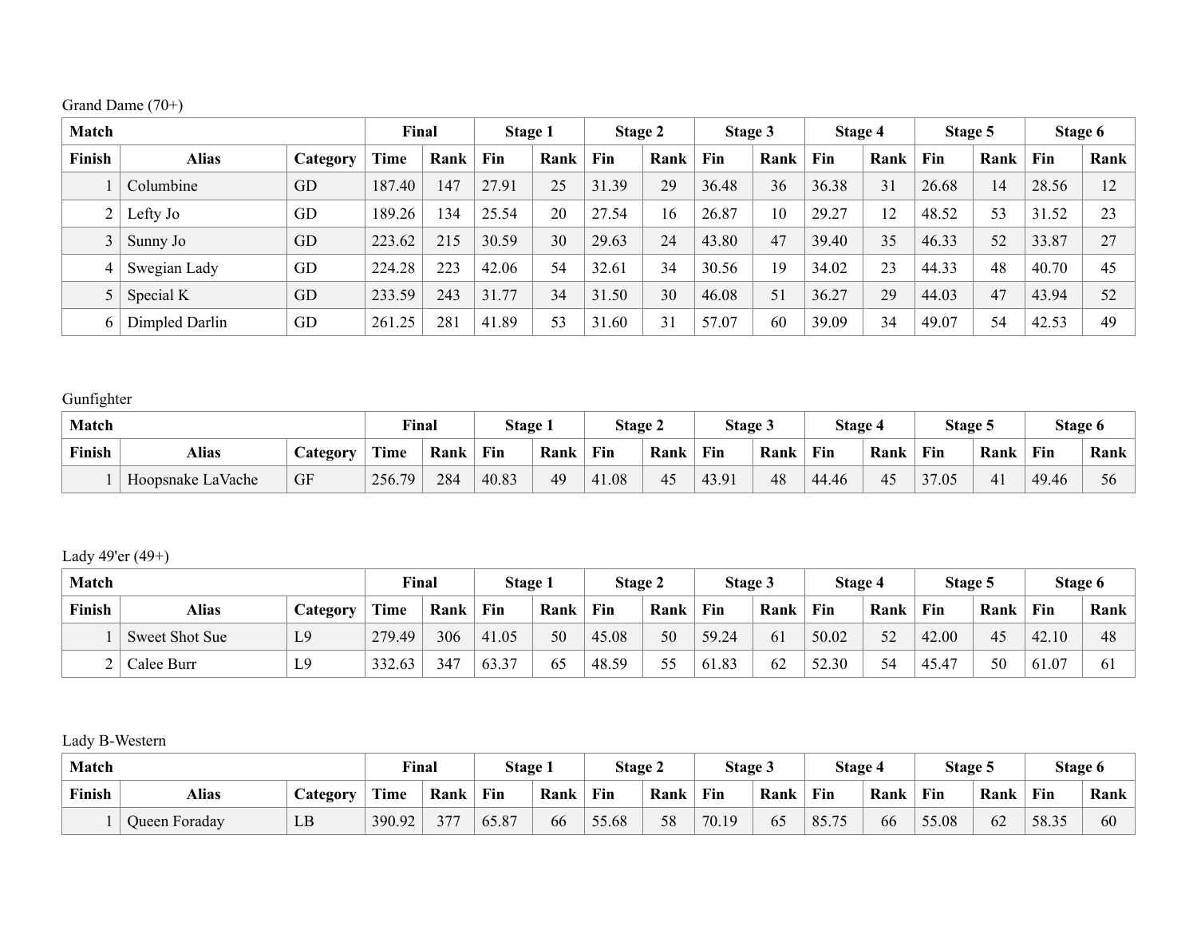Grand Dame (70+)

| Match | | | Final | | Stage 1 | | Stage 2 | | Stage 3 | | Stage 4 | | Stage 5 | | Stage 6 | |
|---|---|---|---|---|---|---|---|---|---|---|---|---|---|---|---|---|
| Finish | Alias | Category | Time | Rank | Fin | Rank | Fin | Rank | Fin | Rank | Fin | Rank | Fin | Rank | Fin | Rank |
| 1 | Columbine | GD | 187.40 | 147 | 27.91 | 25 | 31.39 | 29 | 36.48 | 36 | 36.38 | 31 | 26.68 | 14 | 28.56 | 12 |
| 2 | Lefty Jo | GD | 189.26 | 134 | 25.54 | 20 | 27.54 | 16 | 26.87 | 10 | 29.27 | 12 | 48.52 | 53 | 31.52 | 23 |
| 3 | Sunny Jo | GD | 223.62 | 215 | 30.59 | 30 | 29.63 | 24 | 43.80 | 47 | 39.40 | 35 | 46.33 | 52 | 33.87 | 27 |
| 4 | Swegian Lady | GD | 224.28 | 223 | 42.06 | 54 | 32.61 | 34 | 30.56 | 19 | 34.02 | 23 | 44.33 | 48 | 40.70 | 45 |
| 5 | Special K | GD | 233.59 | 243 | 31.77 | 34 | 31.50 | 30 | 46.08 | 51 | 36.27 | 29 | 44.03 | 47 | 43.94 | 52 |
| 6 | Dimpled Darlin | GD | 261.25 | 281 | 41.89 | 53 | 31.60 | 31 | 57.07 | 60 | 39.09 | 34 | 49.07 | 54 | 42.53 | 49 |

Gunfighter

| Match | | | Final | | Stage 1 | | Stage 2 | | Stage 3 | | Stage 4 | | Stage 5 | | Stage 6 | |
|---|---|---|---|---|---|---|---|---|---|---|---|---|---|---|---|---|
| Finish | Alias | Category | Time | Rank | Fin | Rank | Fin | Rank | Fin | Rank | Fin | Rank | Fin | Rank | Fin | Rank |
| 1 | Hoopsnake LaVache | GF | 256.79 | 284 | 40.83 | 49 | 41.08 | 45 | 43.91 | 48 | 44.46 | 45 | 37.05 | 41 | 49.46 | 56 |

Lady 49'er (49+)

| Match | | | Final | | Stage 1 | | Stage 2 | | Stage 3 | | Stage 4 | | Stage 5 | | Stage 6 | |
|---|---|---|---|---|---|---|---|---|---|---|---|---|---|---|---|---|
| Finish | Alias | Category | Time | Rank | Fin | Rank | Fin | Rank | Fin | Rank | Fin | Rank | Fin | Rank | Fin | Rank |
| 1 | Sweet Shot Sue | L9 | 279.49 | 306 | 41.05 | 50 | 45.08 | 50 | 59.24 | 61 | 50.02 | 52 | 42.00 | 45 | 42.10 | 48 |
| 2 | Calee Burr | L9 | 332.63 | 347 | 63.37 | 65 | 48.59 | 55 | 61.83 | 62 | 52.30 | 54 | 45.47 | 50 | 61.07 | 61 |

Lady B-Western

| Match | | | Final | | Stage 1 | | Stage 2 | | Stage 3 | | Stage 4 | | Stage 5 | | Stage 6 | |
|---|---|---|---|---|---|---|---|---|---|---|---|---|---|---|---|---|
| Finish | Alias | Category | Time | Rank | Fin | Rank | Fin | Rank | Fin | Rank | Fin | Rank | Fin | Rank | Fin | Rank |
| 1 | Queen Foraday | LB | 390.92 | 377 | 65.87 | 66 | 55.68 | 58 | 70.19 | 65 | 85.75 | 66 | 55.08 | 62 | 58.35 | 60 |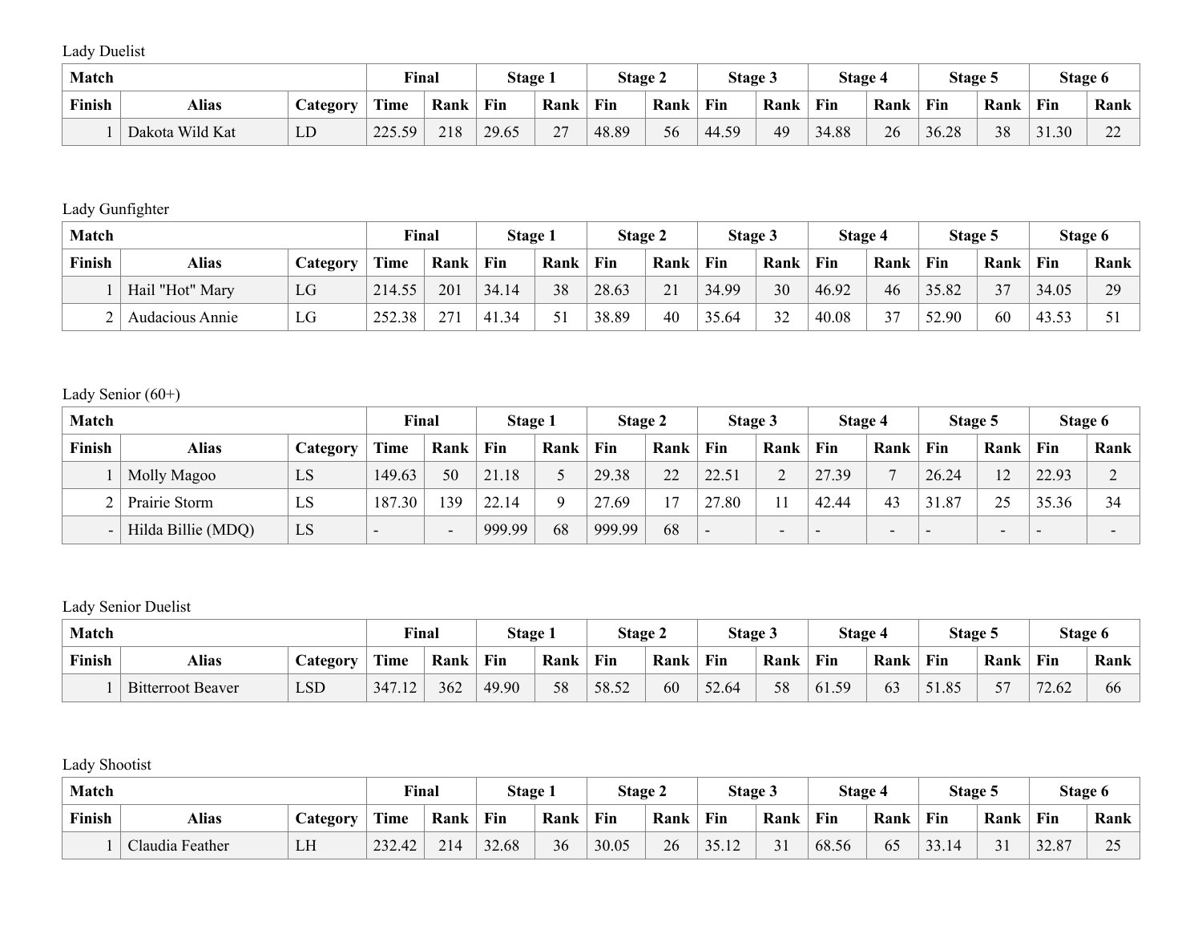Lady Duelist

| Match | | | Final | | Stage 1 | | Stage 2 | | Stage 3 | | Stage 4 | | Stage 5 | | Stage 6 | |
|---|---|---|---|---|---|---|---|---|---|---|---|---|---|---|---|---|
| Finish | Alias | Category | Time | Rank | Fin | Rank | Fin | Rank | Fin | Rank | Fin | Rank | Fin | Rank | Fin | Rank |
| 1 | Dakota Wild Kat | LD | 225.59 | 218 | 29.65 | 27 | 48.89 | 56 | 44.59 | 49 | 34.88 | 26 | 36.28 | 38 | 31.30 | 22 |

Lady Gunfighter

| Match | | | Final | | Stage 1 | | Stage 2 | | Stage 3 | | Stage 4 | | Stage 5 | | Stage 6 | |
|---|---|---|---|---|---|---|---|---|---|---|---|---|---|---|---|---|
| Finish | Alias | Category | Time | Rank | Fin | Rank | Fin | Rank | Fin | Rank | Fin | Rank | Fin | Rank | Fin | Rank |
| 1 | Hail "Hot" Mary | LG | 214.55 | 201 | 34.14 | 38 | 28.63 | 21 | 34.99 | 30 | 46.92 | 46 | 35.82 | 37 | 34.05 | 29 |
| 2 | Audacious Annie | LG | 252.38 | 271 | 41.34 | 51 | 38.89 | 40 | 35.64 | 32 | 40.08 | 37 | 52.90 | 60 | 43.53 | 51 |

Lady Senior (60+)

| Match | | | Final | | Stage 1 | | Stage 2 | | Stage 3 | | Stage 4 | | Stage 5 | | Stage 6 | |
|---|---|---|---|---|---|---|---|---|---|---|---|---|---|---|---|---|
| Finish | Alias | Category | Time | Rank | Fin | Rank | Fin | Rank | Fin | Rank | Fin | Rank | Fin | Rank | Fin | Rank |
| 1 | Molly Magoo | LS | 149.63 | 50 | 21.18 | 5 | 29.38 | 22 | 22.51 | 2 | 27.39 | 7 | 26.24 | 12 | 22.93 | 2 |
| 2 | Prairie Storm | LS | 187.30 | 139 | 22.14 | 9 | 27.69 | 17 | 27.80 | 11 | 42.44 | 43 | 31.87 | 25 | 35.36 | 34 |
| - | Hilda Billie (MDQ) | LS | - | - | 999.99 | 68 | 999.99 | 68 | - | - | - | - | - | - | - | - |

Lady Senior Duelist

| Match | | | Final | | Stage 1 | | Stage 2 | | Stage 3 | | Stage 4 | | Stage 5 | | Stage 6 | |
|---|---|---|---|---|---|---|---|---|---|---|---|---|---|---|---|---|
| Finish | Alias | Category | Time | Rank | Fin | Rank | Fin | Rank | Fin | Rank | Fin | Rank | Fin | Rank | Fin | Rank |
| 1 | Bitterroot Beaver | LSD | 347.12 | 362 | 49.90 | 58 | 58.52 | 60 | 52.64 | 58 | 61.59 | 63 | 51.85 | 57 | 72.62 | 66 |

Lady Shootist

| Match | | | Final | | Stage 1 | | Stage 2 | | Stage 3 | | Stage 4 | | Stage 5 | | Stage 6 | |
|---|---|---|---|---|---|---|---|---|---|---|---|---|---|---|---|---|
| Finish | Alias | Category | Time | Rank | Fin | Rank | Fin | Rank | Fin | Rank | Fin | Rank | Fin | Rank | Fin | Rank |
| 1 | Claudia Feather | LH | 232.42 | 214 | 32.68 | 36 | 30.05 | 26 | 35.12 | 31 | 68.56 | 65 | 33.14 | 31 | 32.87 | 25 |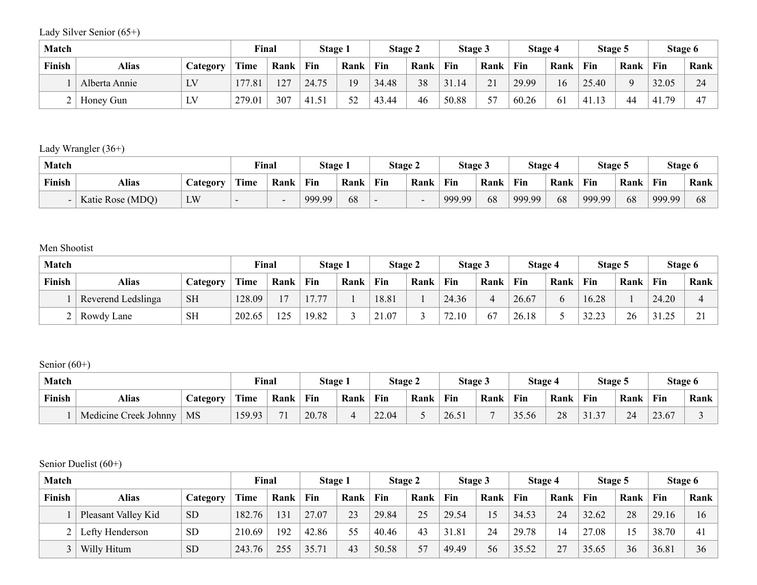Lady Silver Senior (65+)

| Match | | | Final | | Stage 1 | | Stage 2 | | Stage 3 | | Stage 4 | | Stage 5 | | Stage 6 | |
|---|---|---|---|---|---|---|---|---|---|---|---|---|---|---|---|---|
| Finish | Alias | Category | Time | Rank | Fin | Rank | Fin | Rank | Fin | Rank | Fin | Rank | Fin | Rank | Fin | Rank |
| 1 | Alberta Annie | LV | 177.81 | 127 | 24.75 | 19 | 34.48 | 38 | 31.14 | 21 | 29.99 | 16 | 25.40 | 9 | 32.05 | 24 |
| 2 | Honey Gun | LV | 279.01 | 307 | 41.51 | 52 | 43.44 | 46 | 50.88 | 57 | 60.26 | 61 | 41.13 | 44 | 41.79 | 47 |

Lady Wrangler (36+)

| Match | | | Final | | Stage 1 | | Stage 2 | | Stage 3 | | Stage 4 | | Stage 5 | | Stage 6 | |
|---|---|---|---|---|---|---|---|---|---|---|---|---|---|---|---|---|
| Finish | Alias | Category | Time | Rank | Fin | Rank | Fin | Rank | Fin | Rank | Fin | Rank | Fin | Rank | Fin | Rank |
| - | Katie Rose (MDQ) | LW | - | - | 999.99 | 68 | - | - | 999.99 | 68 | 999.99 | 68 | 999.99 | 68 | 999.99 | 68 |

Men Shootist

| Match | | | Final | | Stage 1 | | Stage 2 | | Stage 3 | | Stage 4 | | Stage 5 | | Stage 6 | |
|---|---|---|---|---|---|---|---|---|---|---|---|---|---|---|---|---|
| Finish | Alias | Category | Time | Rank | Fin | Rank | Fin | Rank | Fin | Rank | Fin | Rank | Fin | Rank | Fin | Rank |
| 1 | Reverend Ledslinga | SH | 128.09 | 17 | 17.77 | 1 | 18.81 | 1 | 24.36 | 4 | 26.67 | 6 | 16.28 | 1 | 24.20 | 4 |
| 2 | Rowdy Lane | SH | 202.65 | 125 | 19.82 | 3 | 21.07 | 3 | 72.10 | 67 | 26.18 | 5 | 32.23 | 26 | 31.25 | 21 |

Senior (60+)

| Match | | | Final | | Stage 1 | | Stage 2 | | Stage 3 | | Stage 4 | | Stage 5 | | Stage 6 | |
|---|---|---|---|---|---|---|---|---|---|---|---|---|---|---|---|---|
| Finish | Alias | Category | Time | Rank | Fin | Rank | Fin | Rank | Fin | Rank | Fin | Rank | Fin | Rank | Fin | Rank |
| 1 | Medicine Creek Johnny | MS | 159.93 | 71 | 20.78 | 4 | 22.04 | 5 | 26.51 | 7 | 35.56 | 28 | 31.37 | 24 | 23.67 | 3 |

Senior Duelist (60+)

| Match | | | Final | | Stage 1 | | Stage 2 | | Stage 3 | | Stage 4 | | Stage 5 | | Stage 6 | |
|---|---|---|---|---|---|---|---|---|---|---|---|---|---|---|---|---|
| Finish | Alias | Category | Time | Rank | Fin | Rank | Fin | Rank | Fin | Rank | Fin | Rank | Fin | Rank | Fin | Rank |
| 1 | Pleasant Valley Kid | SD | 182.76 | 131 | 27.07 | 23 | 29.84 | 25 | 29.54 | 15 | 34.53 | 24 | 32.62 | 28 | 29.16 | 16 |
| 2 | Lefty Henderson | SD | 210.69 | 192 | 42.86 | 55 | 40.46 | 43 | 31.81 | 24 | 29.78 | 14 | 27.08 | 15 | 38.70 | 41 |
| 3 | Willy Hitum | SD | 243.76 | 255 | 35.71 | 43 | 50.58 | 57 | 49.49 | 56 | 35.52 | 27 | 35.65 | 36 | 36.81 | 36 |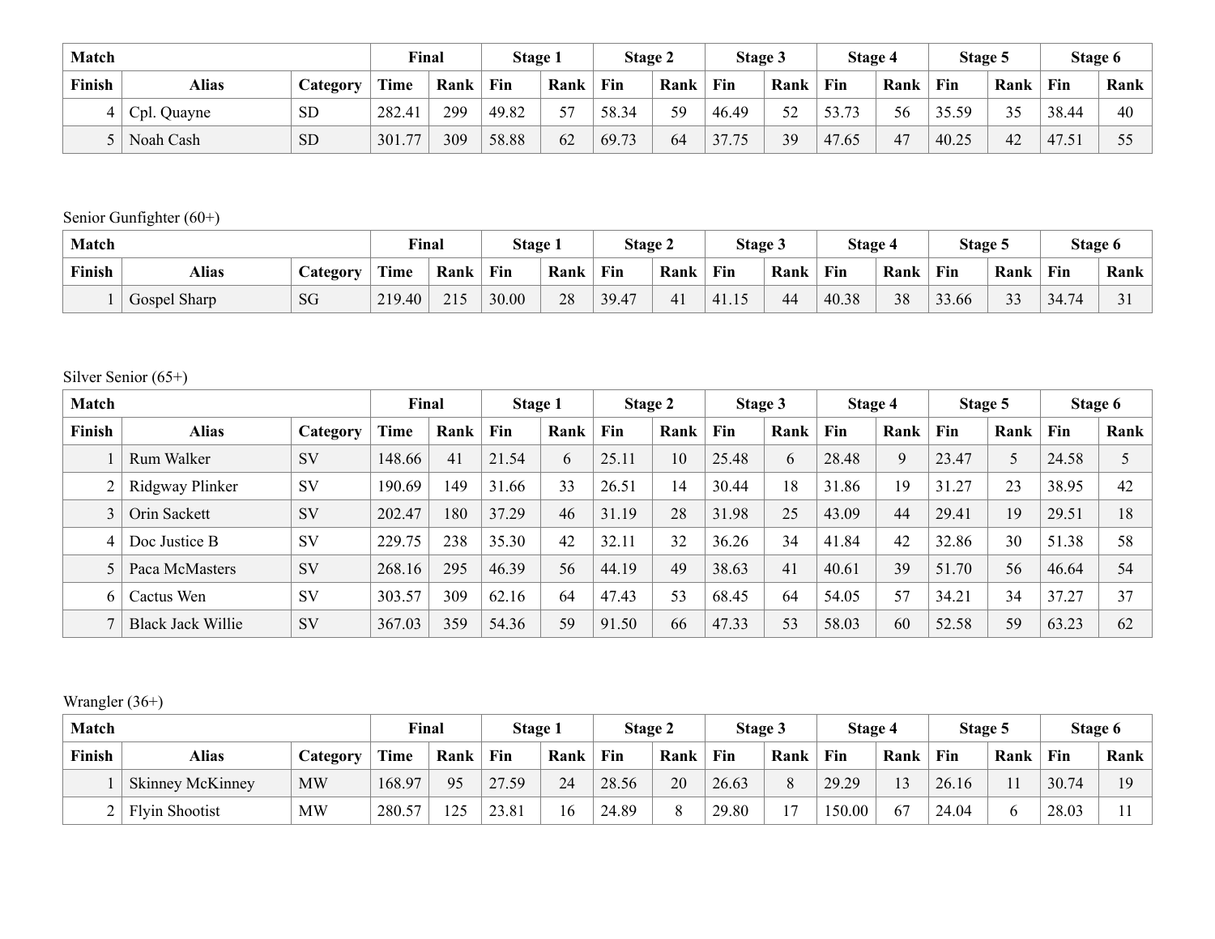| Match | | | Final | | Stage 1 | | Stage 2 | | Stage 3 | | Stage 4 | | Stage 5 | | Stage 6 | |
|---|---|---|---|---|---|---|---|---|---|---|---|---|---|---|---|---|
| Finish | Alias | Category | Time | Rank | Fin | Rank | Fin | Rank | Fin | Rank | Fin | Rank | Fin | Rank | Fin | Rank |
| 4 | Cpl. Quayne | SD | 282.41 | 299 | 49.82 | 57 | 58.34 | 59 | 46.49 | 52 | 53.73 | 56 | 35.59 | 35 | 38.44 | 40 |
| 5 | Noah Cash | SD | 301.77 | 309 | 58.88 | 62 | 69.73 | 64 | 37.75 | 39 | 47.65 | 47 | 40.25 | 42 | 47.51 | 55 |

Senior Gunfighter (60+)

| Match | | | Final | | Stage 1 | | Stage 2 | | Stage 3 | | Stage 4 | | Stage 5 | | Stage 6 | |
|---|---|---|---|---|---|---|---|---|---|---|---|---|---|---|---|---|
| Finish | Alias | Category | Time | Rank | Fin | Rank | Fin | Rank | Fin | Rank | Fin | Rank | Fin | Rank | Fin | Rank |
| 1 | Gospel Sharp | SG | 219.40 | 215 | 30.00 | 28 | 39.47 | 41 | 41.15 | 44 | 40.38 | 38 | 33.66 | 33 | 34.74 | 31 |

Silver Senior (65+)

| Match | | | Final | | Stage 1 | | Stage 2 | | Stage 3 | | Stage 4 | | Stage 5 | | Stage 6 | |
|---|---|---|---|---|---|---|---|---|---|---|---|---|---|---|---|---|
| Finish | Alias | Category | Time | Rank | Fin | Rank | Fin | Rank | Fin | Rank | Fin | Rank | Fin | Rank | Fin | Rank |
| 1 | Rum Walker | SV | 148.66 | 41 | 21.54 | 6 | 25.11 | 10 | 25.48 | 6 | 28.48 | 9 | 23.47 | 5 | 24.58 | 5 |
| 2 | Ridgway Plinker | SV | 190.69 | 149 | 31.66 | 33 | 26.51 | 14 | 30.44 | 18 | 31.86 | 19 | 31.27 | 23 | 38.95 | 42 |
| 3 | Orin Sackett | SV | 202.47 | 180 | 37.29 | 46 | 31.19 | 28 | 31.98 | 25 | 43.09 | 44 | 29.41 | 19 | 29.51 | 18 |
| 4 | Doc Justice B | SV | 229.75 | 238 | 35.30 | 42 | 32.11 | 32 | 36.26 | 34 | 41.84 | 42 | 32.86 | 30 | 51.38 | 58 |
| 5 | Paca McMasters | SV | 268.16 | 295 | 46.39 | 56 | 44.19 | 49 | 38.63 | 41 | 40.61 | 39 | 51.70 | 56 | 46.64 | 54 |
| 6 | Cactus Wen | SV | 303.57 | 309 | 62.16 | 64 | 47.43 | 53 | 68.45 | 64 | 54.05 | 57 | 34.21 | 34 | 37.27 | 37 |
| 7 | Black Jack Willie | SV | 367.03 | 359 | 54.36 | 59 | 91.50 | 66 | 47.33 | 53 | 58.03 | 60 | 52.58 | 59 | 63.23 | 62 |

Wrangler (36+)

| Match | | | Final | | Stage 1 | | Stage 2 | | Stage 3 | | Stage 4 | | Stage 5 | | Stage 6 | |
|---|---|---|---|---|---|---|---|---|---|---|---|---|---|---|---|---|
| Finish | Alias | Category | Time | Rank | Fin | Rank | Fin | Rank | Fin | Rank | Fin | Rank | Fin | Rank | Fin | Rank |
| 1 | Skinney McKinney | MW | 168.97 | 95 | 27.59 | 24 | 28.56 | 20 | 26.63 | 8 | 29.29 | 13 | 26.16 | 11 | 30.74 | 19 |
| 2 | Flyin Shootist | MW | 280.57 | 125 | 23.81 | 16 | 24.89 | 8 | 29.80 | 17 | 150.00 | 67 | 24.04 | 6 | 28.03 | 11 |